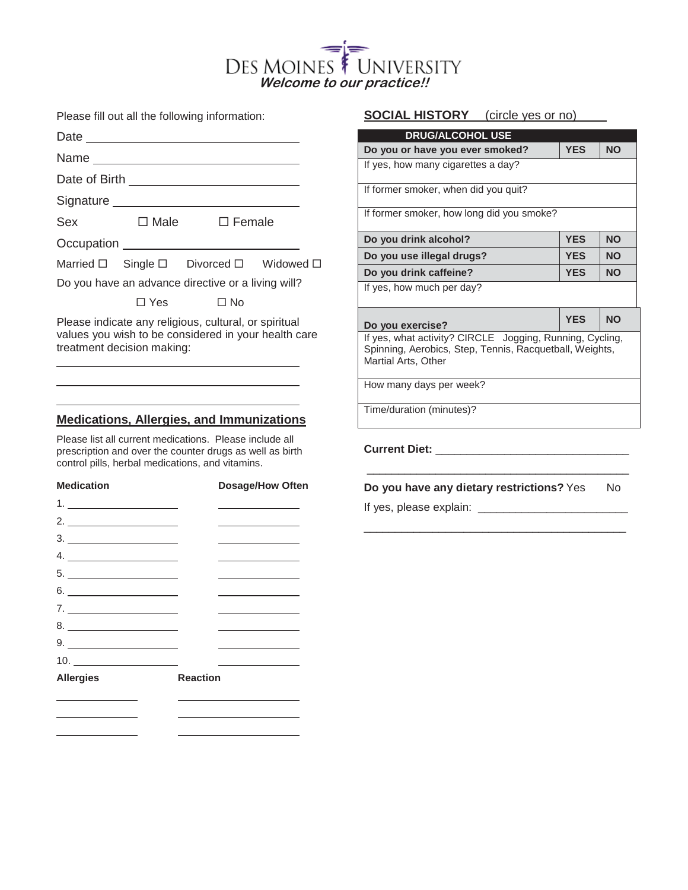# DES MOINES UNIVERSITY

***Welcome to our practice!!***

Please fill out all the following information:

Date \_\_\_\_\_\_\_\_\_\_\_\_\_\_\_\_\_\_\_\_\_\_\_\_\_\_\_\_\_\_

Name \_\_\_\_\_\_\_\_\_\_\_\_\_\_\_\_\_\_\_\_\_\_\_\_\_\_\_\_\_\_

Date of Birth \_\_\_\_\_\_\_\_\_\_\_\_\_\_\_\_\_\_\_\_\_\_\_\_\_\_\_\_\_\_

Signature \_\_\_\_\_\_\_\_\_\_\_\_\_\_\_\_\_\_\_\_\_\_\_\_\_\_\_\_\_\_

Sex ☐ Male ☐ Female

Occupation \_\_\_\_\_\_\_\_\_\_\_\_\_\_\_\_\_\_\_\_\_\_\_\_\_\_\_\_\_\_

Married ☐ Single ☐ Divorced ☐ Widowed ☐

Do you have an advance directive or a living will?

☐ Yes ☐ No

Please indicate any religious, cultural, or spiritual values you wish to be considered in your health care treatment decision making:

\_\_\_\_\_\_\_\_\_\_\_\_\_\_\_\_\_\_\_\_\_\_\_\_\_\_\_\_\_\_\_\_\_\_\_\_\_\_\_\_

\_\_\_\_\_\_\_\_\_\_\_\_\_\_\_\_\_\_\_\_\_\_\_\_\_\_\_\_\_\_\_\_\_\_\_\_\_\_\_\_

\_\_\_\_\_\_\_\_\_\_\_\_\_\_\_\_\_\_\_\_\_\_\_\_\_\_\_\_\_\_\_\_\_\_\_\_\_\_\_\_

## Medications, Allergies, and Immunizations

Please list all current medications. Please include all prescription and over the counter drugs as well as birth control pills, herbal medications, and vitamins.

| **Medication** | **Dosage/How Often** |
|---|---|
| 1. | |
| 2. | |
| 3. | |
| 4. | |
| 5. | |
| 6. | |
| 7. | |
| 8. | |
| 9. | |
| 10. | |

| **Allergies** | **Reaction** |
|---|---|
| | |
| | |
| | |

## SOCIAL HISTORY (circle yes or no)

| DRUG/ALCOHOL USE | | |
|---|---|---|
| **Do you or have you ever smoked?** | **YES** | **NO** |
| If yes, how many cigarettes a day? | | |
| If former smoker, when did you quit? | | |
| If former smoker, how long did you smoke? | | |
| **Do you drink alcohol?** | **YES** | **NO** |
| **Do you use illegal drugs?** | **YES** | **NO** |
| **Do you drink caffeine?** | **YES** | **NO** |
| If yes, how much per day? | | |
| **Do you exercise?** | **YES** | **NO** |
| If yes, what activity? CIRCLE Jogging, Running, Cycling, Spinning, Aerobics, Step, Tennis, Racquetball, Weights, Martial Arts, Other | | |
| How many days per week? | | |
| Time/duration (minutes)? | | |

**Current Diet:** \_\_\_\_\_\_\_\_\_\_\_\_\_\_\_\_\_\_\_\_\_\_\_\_\_\_\_\_\_\_\_\_

\_\_\_\_\_\_\_\_\_\_\_\_\_\_\_\_\_\_\_\_\_\_\_\_\_\_\_\_\_\_\_\_\_\_\_\_\_\_\_\_\_\_\_\_

**Do you have any dietary restrictions?** Yes No

If yes, please explain: \_\_\_\_\_\_\_\_\_\_\_\_\_\_\_\_\_\_\_\_\_\_\_\_\_

\_\_\_\_\_\_\_\_\_\_\_\_\_\_\_\_\_\_\_\_\_\_\_\_\_\_\_\_\_\_\_\_\_\_\_\_\_\_\_\_\_\_\_\_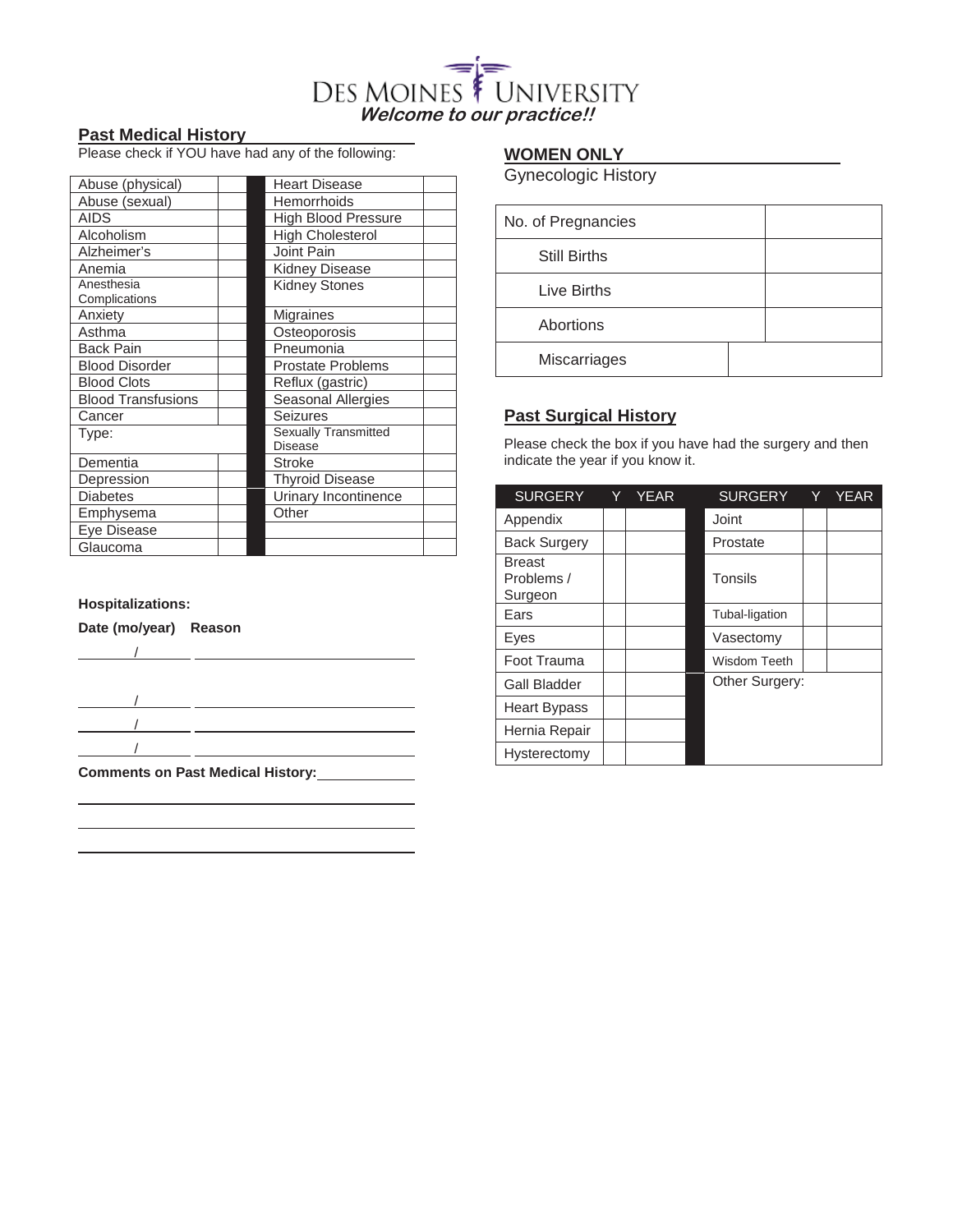# DES MOINES UNIVERSITY

***Welcome to our practice!!***

## Past Medical History

Please check if YOU have had any of the following:

| | | | |
|---|---|---|---|
| Abuse (physical) | | Heart Disease | |
| Abuse (sexual) | | Hemorrhoids | |
| AIDS | | High Blood Pressure | |
| Alcoholism | | High Cholesterol | |
| Alzheimer's | | Joint Pain | |
| Anemia | | Kidney Disease | |
| Anesthesia Complications | | Kidney Stones | |
| Anxiety | | Migraines | |
| Asthma | | Osteoporosis | |
| Back Pain | | Pneumonia | |
| Blood Disorder | | Prostate Problems | |
| Blood Clots | | Reflux (gastric) | |
| Blood Transfusions | | Seasonal Allergies | |
| Cancer | | Seizures | |
| Type: | | Sexually Transmitted Disease | |
| Dementia | | Stroke | |
| Depression | | Thyroid Disease | |
| Diabetes | | Urinary Incontinence | |
| Emphysema | | Other | |
| Eye Disease | | | |
| Glaucoma | | | |

**Hospitalizations:**

**Date (mo/year)** **Reason**

_______/_______ ______________________________

_______/_______ ______________________________

_______/_______ ______________________________

_______/_______ ______________________________

**Comments on Past Medical History:**______________

______________________________________________

______________________________________________

______________________________________________

## WOMEN ONLY

Gynecologic History

| | |
|---|---|
| No. of Pregnancies | |
| Still Births | |
| Live Births | |
| Abortions | |
| Miscarriages | |

## Past Surgical History

Please check the box if you have had the surgery and then indicate the year if you know it.

| SURGERY | Y | YEAR | SURGERY | Y | YEAR |
|---|---|---|---|---|---|
| Appendix | | | Joint | | |
| Back Surgery | | | Prostate | | |
| Breast Problems / Surgeon | | | Tonsils | | |
| Ears | | | Tubal-ligation | | |
| Eyes | | | Vasectomy | | |
| Foot Trauma | | | Wisdom Teeth | | |
| Gall Bladder | | | Other Surgery: | | |
| Heart Bypass | | | | | |
| Hernia Repair | | | | | |
| Hysterectomy | | | | | |